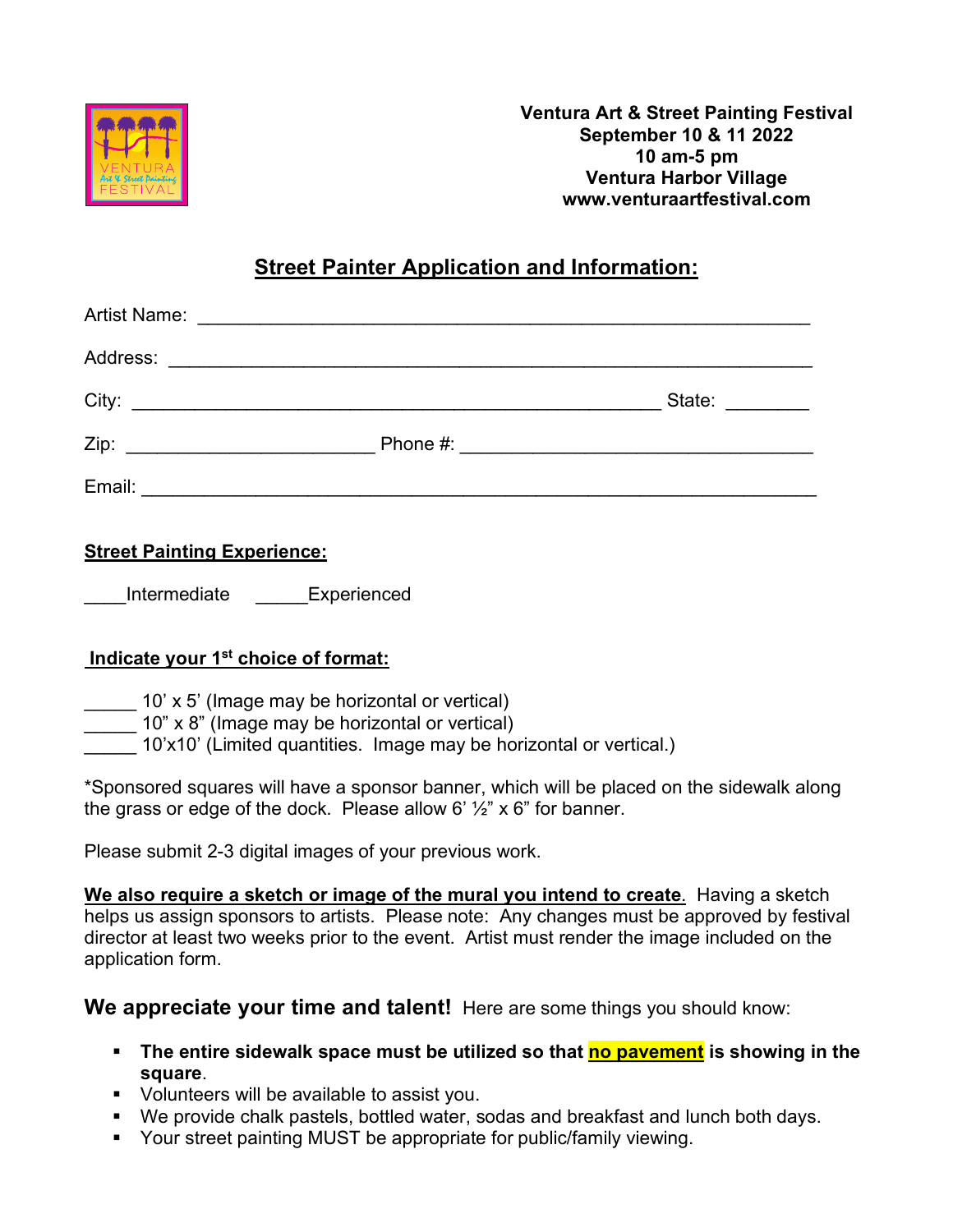**Ventura Art & Street Painting Festival**
**September 10 & 11 2022**
**10 am-5 pm**
**Ventura Harbor Village**
**www.venturaartfestival.com**

## Street Painter Application and Information:

Artist Name: ____________________________________________________________

Address: ______________________________________________________________

City: ____________________________________________________ State: ________

Zip: ________________________ Phone #: ___________________________________

Email: _________________________________________________________________

**Street Painting Experience:**

____Intermediate   _____Experienced

**Indicate your 1st choice of format:**

_____ 10' x 5' (Image may be horizontal or vertical)
_____ 10" x 8" (Image may be horizontal or vertical)
_____ 10'x10' (Limited quantities. Image may be horizontal or vertical.)

*Sponsored squares will have a sponsor banner, which will be placed on the sidewalk along the grass or edge of the dock. Please allow 6' ½" x 6" for banner.

Please submit 2-3 digital images of your previous work.

**We also require a sketch or image of the mural you intend to create**. Having a sketch helps us assign sponsors to artists. Please note: Any changes must be approved by festival director at least two weeks prior to the event. Artist must render the image included on the application form.

**We appreciate your time and talent!** Here are some things you should know:

- **The entire sidewalk space must be utilized so that no pavement is showing in the square**.
- Volunteers will be available to assist you.
- We provide chalk pastels, bottled water, sodas and breakfast and lunch both days.
- Your street painting MUST be appropriate for public/family viewing.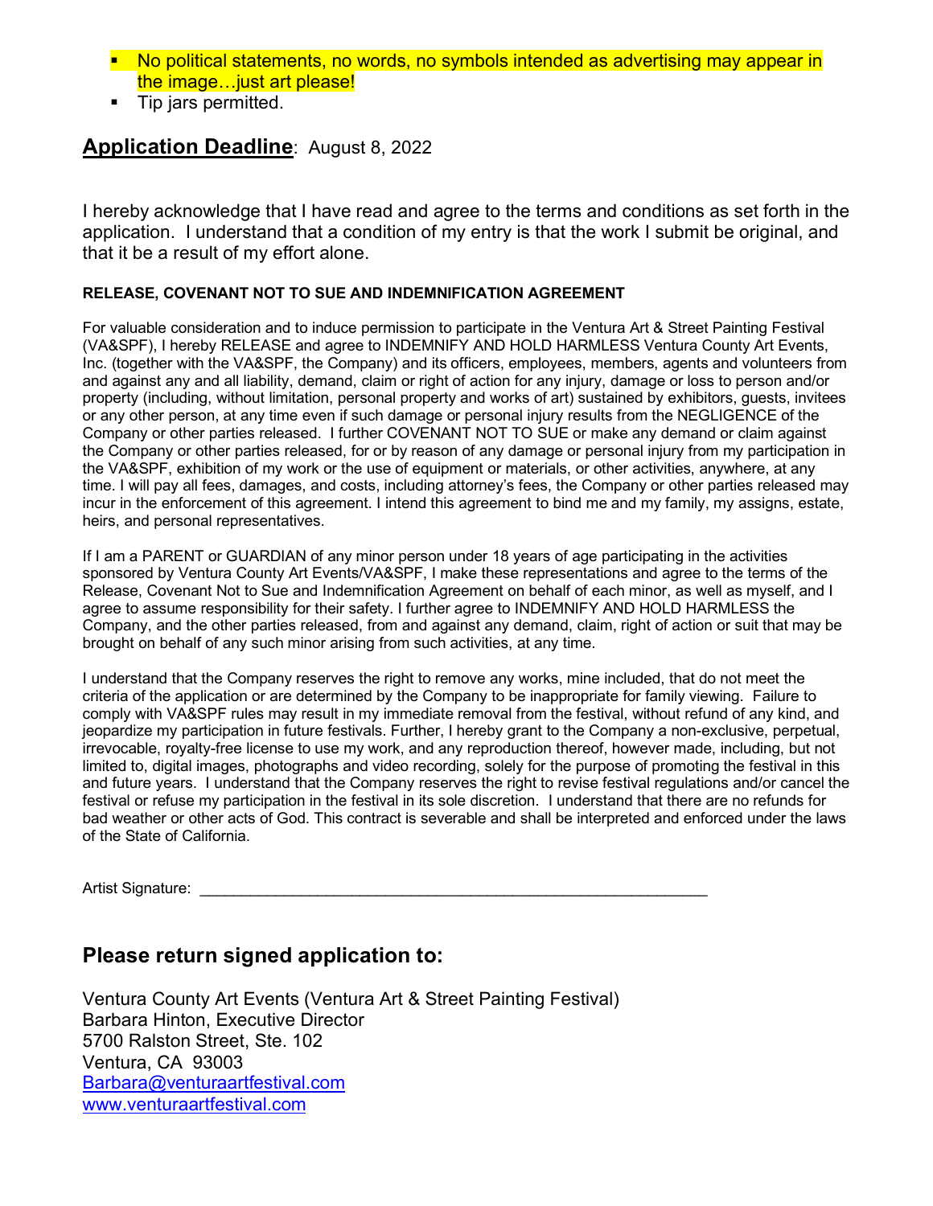- No political statements, no words, no symbols intended as advertising may appear in the image…just art please!
- Tip jars permitted.

## **Application Deadline**: August 8, 2022

I hereby acknowledge that I have read and agree to the terms and conditions as set forth in the application. I understand that a condition of my entry is that the work I submit be original, and that it be a result of my effort alone.

**RELEASE, COVENANT NOT TO SUE AND INDEMNIFICATION AGREEMENT**

For valuable consideration and to induce permission to participate in the Ventura Art & Street Painting Festival (VA&SPF), I hereby RELEASE and agree to INDEMNIFY AND HOLD HARMLESS Ventura County Art Events, Inc. (together with the VA&SPF, the Company) and its officers, employees, members, agents and volunteers from and against any and all liability, demand, claim or right of action for any injury, damage or loss to person and/or property (including, without limitation, personal property and works of art) sustained by exhibitors, guests, invitees or any other person, at any time even if such damage or personal injury results from the NEGLIGENCE of the Company or other parties released. I further COVENANT NOT TO SUE or make any demand or claim against the Company or other parties released, for or by reason of any damage or personal injury from my participation in the VA&SPF, exhibition of my work or the use of equipment or materials, or other activities, anywhere, at any time. I will pay all fees, damages, and costs, including attorney's fees, the Company or other parties released may incur in the enforcement of this agreement. I intend this agreement to bind me and my family, my assigns, estate, heirs, and personal representatives.

If I am a PARENT or GUARDIAN of any minor person under 18 years of age participating in the activities sponsored by Ventura County Art Events/VA&SPF, I make these representations and agree to the terms of the Release, Covenant Not to Sue and Indemnification Agreement on behalf of each minor, as well as myself, and I agree to assume responsibility for their safety. I further agree to INDEMNIFY AND HOLD HARMLESS the Company, and the other parties released, from and against any demand, claim, right of action or suit that may be brought on behalf of any such minor arising from such activities, at any time.

I understand that the Company reserves the right to remove any works, mine included, that do not meet the criteria of the application or are determined by the Company to be inappropriate for family viewing. Failure to comply with VA&SPF rules may result in my immediate removal from the festival, without refund of any kind, and jeopardize my participation in future festivals. Further, I hereby grant to the Company a non-exclusive, perpetual, irrevocable, royalty-free license to use my work, and any reproduction thereof, however made, including, but not limited to, digital images, photographs and video recording, solely for the purpose of promoting the festival in this and future years. I understand that the Company reserves the right to revise festival regulations and/or cancel the festival or refuse my participation in the festival in its sole discretion. I understand that there are no refunds for bad weather or other acts of God. This contract is severable and shall be interpreted and enforced under the laws of the State of California.

Artist Signature: ____________________________________________________________

## Please return signed application to:

Ventura County Art Events (Ventura Art & Street Painting Festival)
Barbara Hinton, Executive Director
5700 Ralston Street, Ste. 102
Ventura, CA 93003
Barbara@venturaartfestival.com
www.venturaartfestival.com